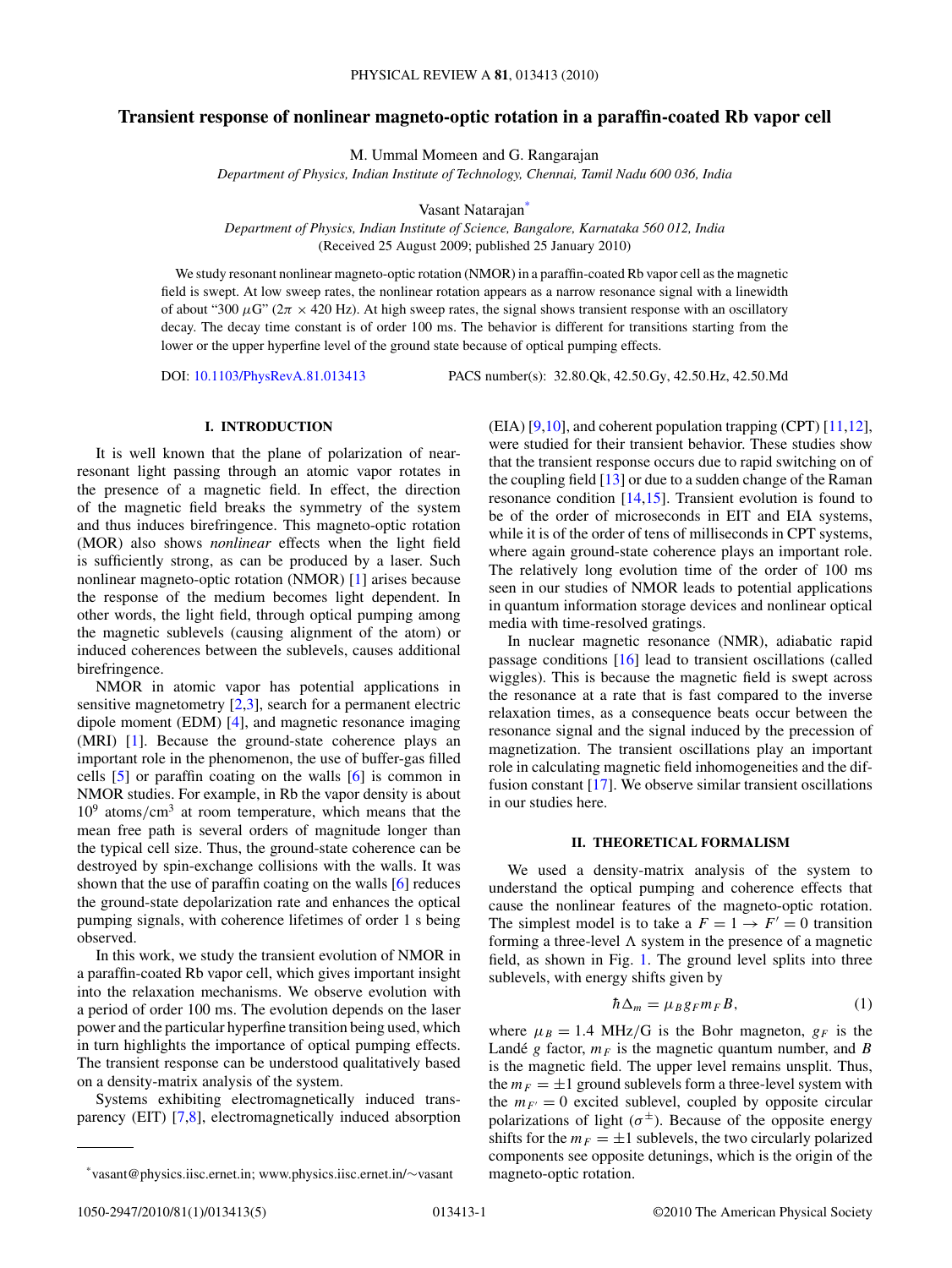# Transient response of nonlinear magneto-optic rotation in a paraffin-coated Rb vapor cell

M. Ummal Momeen and G. Rangarajan

*Department of Physics, Indian Institute of Technology, Chennai, Tamil Nadu 600 036, India*

Vasant Natarajan[*]

*Department of Physics, Indian Institute of Science, Bangalore, Karnataka 560 012, India*

(Received 25 August 2009; published 25 January 2010)

We study resonant nonlinear magneto-optic rotation (NMOR) in a paraffin-coated Rb vapor cell as the magnetic field is swept. At low sweep rates, the nonlinear rotation appears as a narrow resonance signal with a linewidth of about "300 $\mu$G" ($2\pi \times 420$ Hz). At high sweep rates, the signal shows transient response with an oscillatory decay. The decay time constant is of order 100 ms. The behavior is different for transitions starting from the lower or the upper hyperfine level of the ground state because of optical pumping effects.

DOI: 10.1103/PhysRevA.81.013413 PACS number(s): 32.80.Qk, 42.50.Gy, 42.50.Hz, 42.50.Md

## I. INTRODUCTION

It is well known that the plane of polarization of near-resonant light passing through an atomic vapor rotates in the presence of a magnetic field. In effect, the direction of the magnetic field breaks the symmetry of the system and thus induces birefringence. This magneto-optic rotation (MOR) also shows *nonlinear* effects when the light field is sufficiently strong, as can be produced by a laser. Such nonlinear magneto-optic rotation (NMOR) [1] arises because the response of the medium becomes light dependent. In other words, the light field, through optical pumping among the magnetic sublevels (causing alignment of the atom) or induced coherences between the sublevels, causes additional birefringence.

NMOR in atomic vapor has potential applications in sensitive magnetometry [2,3], search for a permanent electric dipole moment (EDM) [4], and magnetic resonance imaging (MRI) [1]. Because the ground-state coherence plays an important role in the phenomenon, the use of buffer-gas filled cells [5] or paraffin coating on the walls [6] is common in NMOR studies. For example, in Rb the vapor density is about $10^9$ atoms/cm$^3$ at room temperature, which means that the mean free path is several orders of magnitude longer than the typical cell size. Thus, the ground-state coherence can be destroyed by spin-exchange collisions with the walls. It was shown that the use of paraffin coating on the walls [6] reduces the ground-state depolarization rate and enhances the optical pumping signals, with coherence lifetimes of order 1 s being observed.

In this work, we study the transient evolution of NMOR in a paraffin-coated Rb vapor cell, which gives important insight into the relaxation mechanisms. We observe evolution with a period of order 100 ms. The evolution depends on the laser power and the particular hyperfine transition being used, which in turn highlights the importance of optical pumping effects. The transient response can be understood qualitatively based on a density-matrix analysis of the system.

Systems exhibiting electromagnetically induced transparency (EIT) [7,8], electromagnetically induced absorption (EIA) [9,10], and coherent population trapping (CPT) [11,12], were studied for their transient behavior. These studies show that the transient response occurs due to rapid switching on of the coupling field [13] or due to a sudden change of the Raman resonance condition [14,15]. Transient evolution is found to be of the order of microseconds in EIT and EIA systems, while it is of the order of tens of milliseconds in CPT systems, where again ground-state coherence plays an important role. The relatively long evolution time of the order of 100 ms seen in our studies of NMOR leads to potential applications in quantum information storage devices and nonlinear optical media with time-resolved gratings.

In nuclear magnetic resonance (NMR), adiabatic rapid passage conditions [16] lead to transient oscillations (called wiggles). This is because the magnetic field is swept across the resonance at a rate that is fast compared to the inverse relaxation times, as a consequence beats occur between the resonance signal and the signal induced by the precession of magnetization. The transient oscillations play an important role in calculating magnetic field inhomogeneities and the diffusion constant [17]. We observe similar transient oscillations in our studies here.

## II. THEORETICAL FORMALISM

We used a density-matrix analysis of the system to understand the optical pumping and coherence effects that cause the nonlinear features of the magneto-optic rotation. The simplest model is to take a $F = 1 \rightarrow F' = 0$ transition forming a three-level $\Lambda$ system in the presence of a magnetic field, as shown in Fig. 1. The ground level splits into three sublevels, with energy shifts given by

$$\hbar\Delta_m = \mu_B g_F m_F B, \tag{1}$$

where $\mu_B = 1.4$ MHz/G is the Bohr magneton, $g_F$ is the Landé $g$ factor, $m_F$ is the magnetic quantum number, and $B$ is the magnetic field. The upper level remains unsplit. Thus, the $m_F = \pm 1$ ground sublevels form a three-level system with the $m_{F'} = 0$ excited sublevel, coupled by opposite circular polarizations of light ($\sigma^{\pm}$). Because of the opposite energy shifts for the $m_F = \pm 1$ sublevels, the two circularly polarized components see opposite detunings, which is the origin of the magneto-optic rotation.

[*] vasant@physics.iisc.ernet.in; www.physics.iisc.ernet.in/~vasant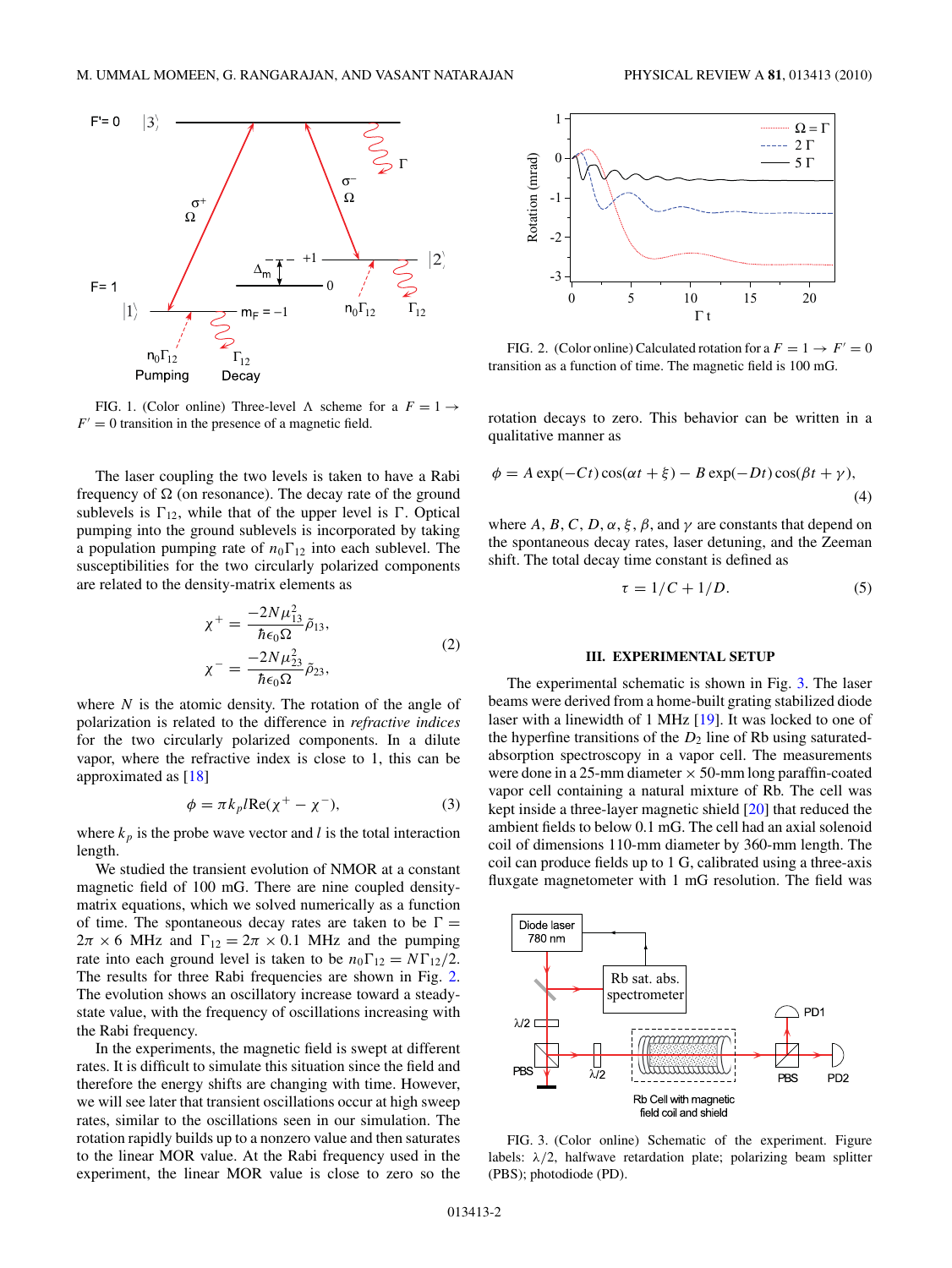FIG. 1. (Color online) Three-level Λ scheme for a $F = 1 \rightarrow F' = 0$ transition in the presence of a magnetic field.

The laser coupling the two levels is taken to have a Rabi frequency of Ω (on resonance). The decay rate of the ground sublevels is $\Gamma_{12}$, while that of the upper level is Γ. Optical pumping into the ground sublevels is incorporated by taking a population pumping rate of $n_0\Gamma_{12}$ into each sublevel. The susceptibilities for the two circularly polarized components are related to the density-matrix elements as

$$\chi^+ = \frac{-2N\mu_{13}^2}{\hbar\epsilon_0\Omega}\tilde{\rho}_{13},$$
$$\chi^- = \frac{-2N\mu_{23}^2}{\hbar\epsilon_0\Omega}\tilde{\rho}_{23}, \tag{2}$$

where $N$ is the atomic density. The rotation of the angle of polarization is related to the difference in *refractive indices* for the two circularly polarized components. In a dilute vapor, where the refractive index is close to 1, this can be approximated as [18]

$$\phi = \pi k_p l \mathrm{Re}(\chi^+ - \chi^-), \tag{3}$$

where $k_p$ is the probe wave vector and $l$ is the total interaction length.

We studied the transient evolution of NMOR at a constant magnetic field of 100 mG. There are nine coupled density-matrix equations, which we solved numerically as a function of time. The spontaneous decay rates are taken to be $\Gamma = 2\pi \times 6$ MHz and $\Gamma_{12} = 2\pi \times 0.1$ MHz and the pumping rate into each ground level is taken to be $n_0\Gamma_{12} = N\Gamma_{12}/2$. The results for three Rabi frequencies are shown in Fig. 2. The evolution shows an oscillatory increase toward a steady-state value, with the frequency of oscillations increasing with the Rabi frequency.

In the experiments, the magnetic field is swept at different rates. It is difficult to simulate this situation since the field and therefore the energy shifts are changing with time. However, we will see later that transient oscillations occur at high sweep rates, similar to the oscillations seen in our simulation. The rotation rapidly builds up to a nonzero value and then saturates to the linear MOR value. At the Rabi frequency used in the experiment, the linear MOR value is close to zero so the rotation decays to zero. This behavior can be written in a qualitative manner as

$$\phi = A\exp(-Ct)\cos(\alpha t + \xi) - B\exp(-Dt)\cos(\beta t + \gamma), \tag{4}$$

where $A$, $B$, $C$, $D$, $\alpha$, $\xi$, $\beta$, and $\gamma$ are constants that depend on the spontaneous decay rates, laser detuning, and the Zeeman shift. The total decay time constant is defined as

$$\tau = 1/C + 1/D. \tag{5}$$

FIG. 2. (Color online) Calculated rotation for a $F = 1 \rightarrow F' = 0$ transition as a function of time. The magnetic field is 100 mG.

## III. EXPERIMENTAL SETUP

The experimental schematic is shown in Fig. 3. The laser beams were derived from a home-built grating stabilized diode laser with a linewidth of 1 MHz [19]. It was locked to one of the hyperfine transitions of the $D_2$ line of Rb using saturated-absorption spectroscopy in a vapor cell. The measurements were done in a 25-mm diameter × 50-mm long paraffin-coated vapor cell containing a natural mixture of Rb. The cell was kept inside a three-layer magnetic shield [20] that reduced the ambient fields to below 0.1 mG. The cell had an axial solenoid coil of dimensions 110-mm diameter by 360-mm length. The coil can produce fields up to 1 G, calibrated using a three-axis fluxgate magnetometer with 1 mG resolution. The field was

FIG. 3. (Color online) Schematic of the experiment. Figure labels: λ/2, halfwave retardation plate; polarizing beam splitter (PBS); photodiode (PD).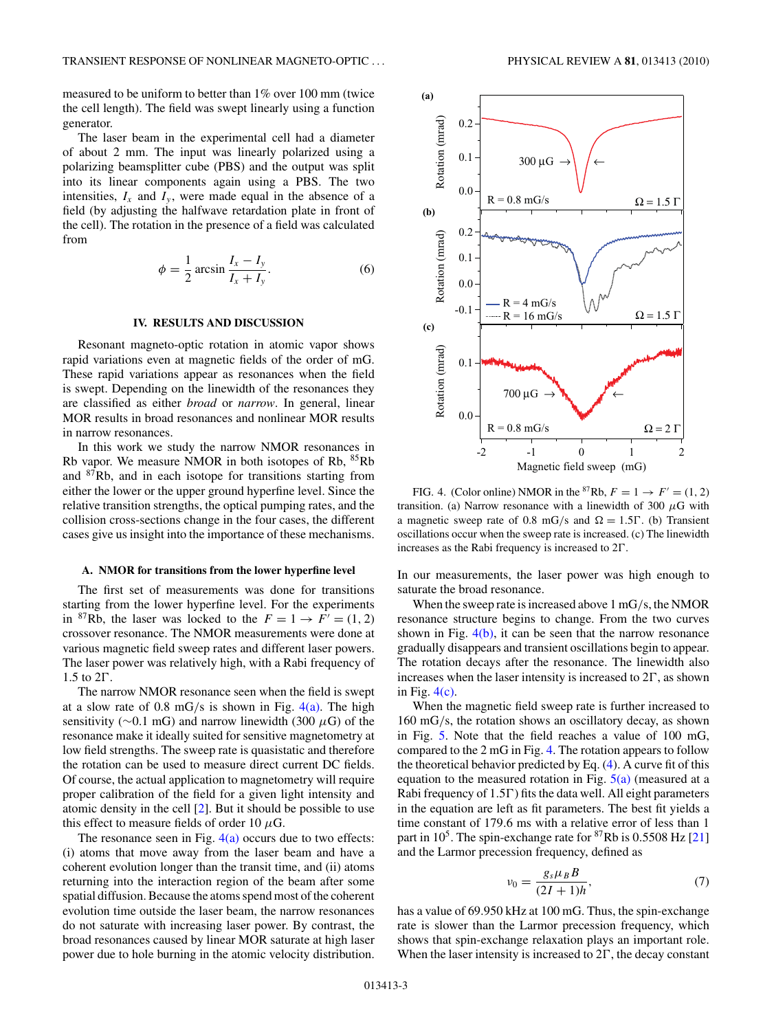measured to be uniform to better than 1% over 100 mm (twice the cell length). The field was swept linearly using a function generator.

The laser beam in the experimental cell had a diameter of about 2 mm. The input was linearly polarized using a polarizing beamsplitter cube (PBS) and the output was split into its linear components again using a PBS. The two intensities, $I_x$ and $I_y$, were made equal in the absence of a field (by adjusting the halfwave retardation plate in front of the cell). The rotation in the presence of a field was calculated from

$$\phi = \frac{1}{2} \arcsin \frac{I_x - I_y}{I_x + I_y}. \tag{6}$$

## IV. RESULTS AND DISCUSSION

Resonant magneto-optic rotation in atomic vapor shows rapid variations even at magnetic fields of the order of mG. These rapid variations appear as resonances when the field is swept. Depending on the linewidth of the resonances they are classified as either *broad* or *narrow*. In general, linear MOR results in broad resonances and nonlinear MOR results in narrow resonances.

In this work we study the narrow NMOR resonances in Rb vapor. We measure NMOR in both isotopes of Rb, $^{85}$Rb and $^{87}$Rb, and in each isotope for transitions starting from either the lower or the upper ground hyperfine level. Since the relative transition strengths, the optical pumping rates, and the collision cross-sections change in the four cases, the different cases give us insight into the importance of these mechanisms.

### A. NMOR for transitions from the lower hyperfine level

The first set of measurements was done for transitions starting from the lower hyperfine level. For the experiments in $^{87}$Rb, the laser was locked to the $F = 1 \rightarrow F' = (1, 2)$ crossover resonance. The NMOR measurements were done at various magnetic field sweep rates and different laser powers. The laser power was relatively high, with a Rabi frequency of 1.5 to 2Γ.

The narrow NMOR resonance seen when the field is swept at a slow rate of 0.8 mG/s is shown in Fig. 4(a). The high sensitivity (∼0.1 mG) and narrow linewidth (300 μG) of the resonance make it ideally suited for sensitive magnetometry at low field strengths. The sweep rate is quasistatic and therefore the rotation can be used to measure direct current DC fields. Of course, the actual application to magnetometry will require proper calibration of the field for a given light intensity and atomic density in the cell [2]. But it should be possible to use this effect to measure fields of order 10 μG.

The resonance seen in Fig. 4(a) occurs due to two effects: (i) atoms that move away from the laser beam and have a coherent evolution longer than the transit time, and (ii) atoms returning into the interaction region of the beam after some spatial diffusion. Because the atoms spend most of the coherent evolution time outside the laser beam, the narrow resonances do not saturate with increasing laser power. By contrast, the broad resonances caused by linear MOR saturate at high laser power due to hole burning in the atomic velocity distribution.

FIG. 4. (Color online) NMOR in the $^{87}$Rb, $F = 1 \rightarrow F' = (1, 2)$ transition. (a) Narrow resonance with a linewidth of 300 μG with a magnetic sweep rate of 0.8 mG/s and $\Omega = 1.5\Gamma$. (b) Transient oscillations occur when the sweep rate is increased. (c) The linewidth increases as the Rabi frequency is increased to 2Γ.

In our measurements, the laser power was high enough to saturate the broad resonance.

When the sweep rate is increased above 1 mG/s, the NMOR resonance structure begins to change. From the two curves shown in Fig. 4(b), it can be seen that the narrow resonance gradually disappears and transient oscillations begin to appear. The rotation decays after the resonance. The linewidth also increases when the laser intensity is increased to 2Γ, as shown in Fig. 4(c).

When the magnetic field sweep rate is further increased to 160 mG/s, the rotation shows an oscillatory decay, as shown in Fig. 5. Note that the field reaches a value of 100 mG, compared to the 2 mG in Fig. 4. The rotation appears to follow the theoretical behavior predicted by Eq. (4). A curve fit of this equation to the measured rotation in Fig. 5(a) (measured at a Rabi frequency of 1.5Γ) fits the data well. All eight parameters in the equation are left as fit parameters. The best fit yields a time constant of 179.6 ms with a relative error of less than 1 part in $10^5$. The spin-exchange rate for $^{87}$Rb is 0.5508 Hz [21] and the Larmor precession frequency, defined as

$$\nu_0 = \frac{g_s \mu_B B}{(2I + 1)h}, \tag{7}$$

has a value of 69.950 kHz at 100 mG. Thus, the spin-exchange rate is slower than the Larmor precession frequency, which shows that spin-exchange relaxation plays an important role. When the laser intensity is increased to 2Γ, the decay constant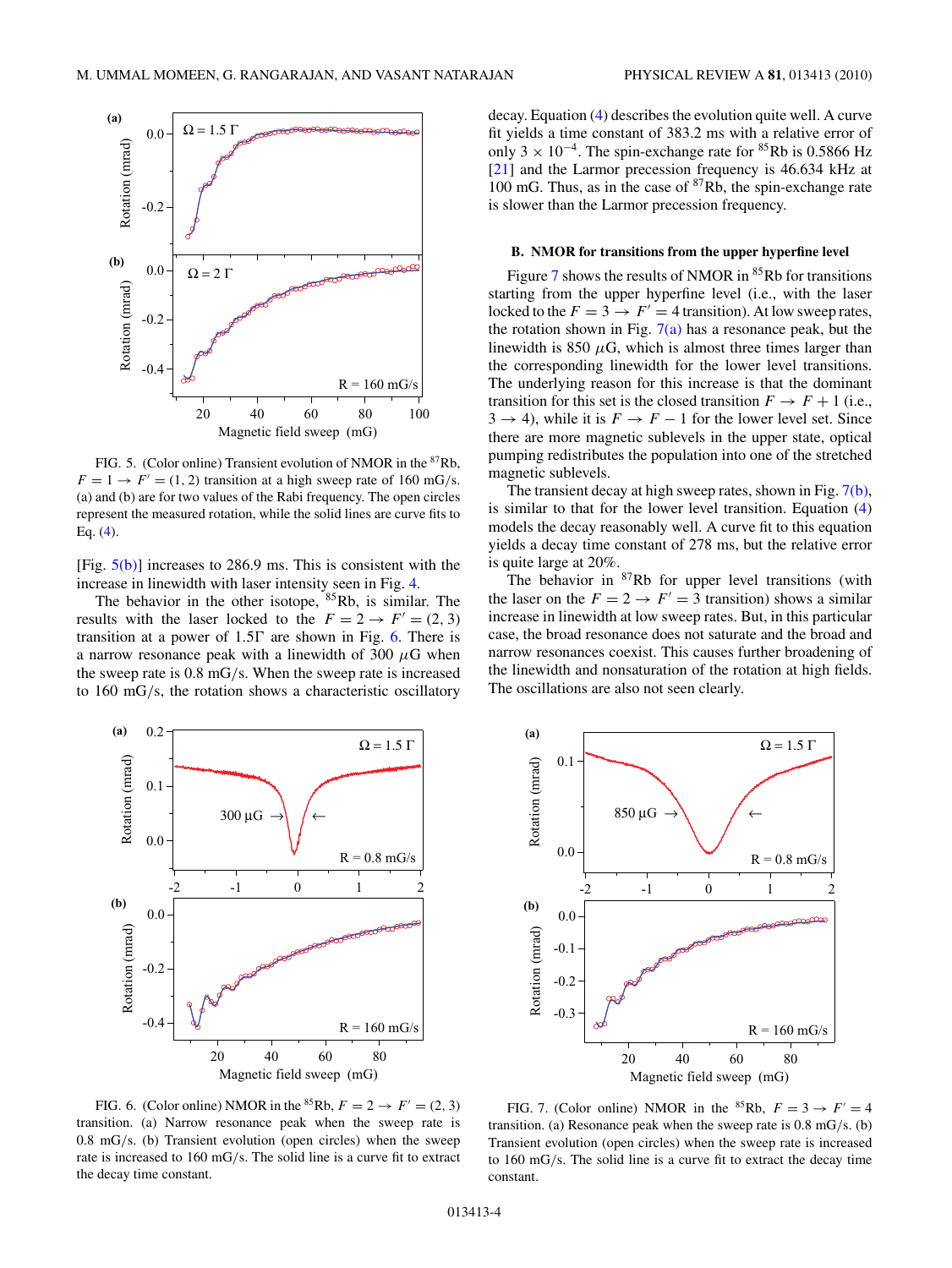FIG. 5. (Color online) Transient evolution of NMOR in the $^{87}$Rb, $F = 1 \rightarrow F' = (1, 2)$ transition at a high sweep rate of 160 mG/s. (a) and (b) are for two values of the Rabi frequency. The open circles represent the measured rotation, while the solid lines are curve fits to Eq. (4).

[Fig. 5(b)] increases to 286.9 ms. This is consistent with the increase in linewidth with laser intensity seen in Fig. 4.

The behavior in the other isotope, $^{85}$Rb, is similar. The results with the laser locked to the $F = 2 \rightarrow F' = (2, 3)$ transition at a power of 1.5Γ are shown in Fig. 6. There is a narrow resonance peak with a linewidth of 300 $\mu$G when the sweep rate is 0.8 mG/s. When the sweep rate is increased to 160 mG/s, the rotation shows a characteristic oscillatory decay. Equation (4) describes the evolution quite well. A curve fit yields a time constant of 383.2 ms with a relative error of only $3 \times 10^{-4}$. The spin-exchange rate for $^{85}$Rb is 0.5866 Hz [21] and the Larmor precession frequency is 46.634 kHz at 100 mG. Thus, as in the case of $^{87}$Rb, the spin-exchange rate is slower than the Larmor precession frequency.

### B. NMOR for transitions from the upper hyperfine level

Figure 7 shows the results of NMOR in $^{85}$Rb for transitions starting from the upper hyperfine level (i.e., with the laser locked to the $F = 3 \rightarrow F' = 4$ transition). At low sweep rates, the rotation shown in Fig. 7(a) has a resonance peak, but the linewidth is 850 $\mu$G, which is almost three times larger than the corresponding linewidth for the lower level transitions. The underlying reason for this increase is that the dominant transition for this set is the closed transition $F \rightarrow F + 1$ (i.e., $3 \rightarrow 4$), while it is $F \rightarrow F - 1$ for the lower level set. Since there are more magnetic sublevels in the upper state, optical pumping redistributes the population into one of the stretched magnetic sublevels.

The transient decay at high sweep rates, shown in Fig. 7(b), is similar to that for the lower level transition. Equation (4) models the decay reasonably well. A curve fit to this equation yields a decay time constant of 278 ms, but the relative error is quite large at 20%.

The behavior in $^{87}$Rb for upper level transitions (with the laser on the $F = 2 \rightarrow F' = 3$ transition) shows a similar increase in linewidth at low sweep rates. But, in this particular case, the broad resonance does not saturate and the broad and narrow resonances coexist. This causes further broadening of the linewidth and nonsaturation of the rotation at high fields. The oscillations are also not seen clearly.

FIG. 6. (Color online) NMOR in the $^{85}$Rb, $F = 2 \rightarrow F' = (2, 3)$ transition. (a) Narrow resonance peak when the sweep rate is 0.8 mG/s. (b) Transient evolution (open circles) when the sweep rate is increased to 160 mG/s. The solid line is a curve fit to extract the decay time constant.

FIG. 7. (Color online) NMOR in the $^{85}$Rb, $F = 3 \rightarrow F' = 4$ transition. (a) Resonance peak when the sweep rate is 0.8 mG/s. (b) Transient evolution (open circles) when the sweep rate is increased to 160 mG/s. The solid line is a curve fit to extract the decay time constant.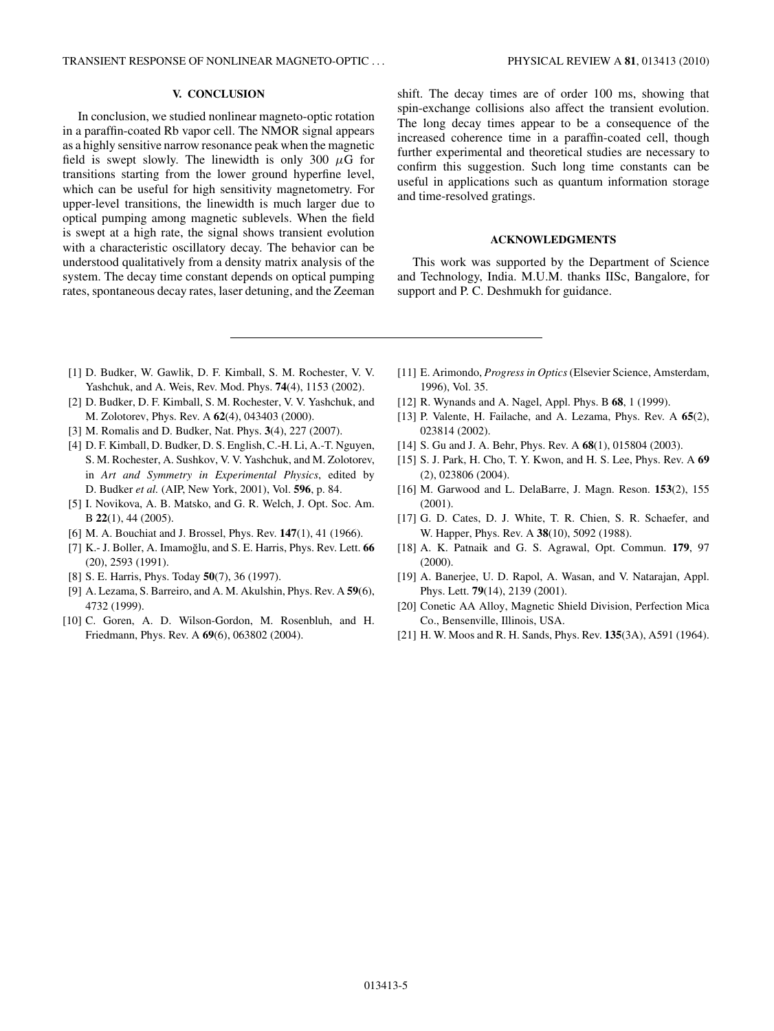## V. CONCLUSION

In conclusion, we studied nonlinear magneto-optic rotation in a paraffin-coated Rb vapor cell. The NMOR signal appears as a highly sensitive narrow resonance peak when the magnetic field is swept slowly. The linewidth is only 300 $\mu$G for transitions starting from the lower ground hyperfine level, which can be useful for high sensitivity magnetometry. For upper-level transitions, the linewidth is much larger due to optical pumping among magnetic sublevels. When the field is swept at a high rate, the signal shows transient evolution with a characteristic oscillatory decay. The behavior can be understood qualitatively from a density matrix analysis of the system. The decay time constant depends on optical pumping rates, spontaneous decay rates, laser detuning, and the Zeeman shift. The decay times are of order 100 ms, showing that spin-exchange collisions also affect the transient evolution. The long decay times appear to be a consequence of the increased coherence time in a paraffin-coated cell, though further experimental and theoretical studies are necessary to confirm this suggestion. Such long time constants can be useful in applications such as quantum information storage and time-resolved gratings.

## ACKNOWLEDGMENTS

This work was supported by the Department of Science and Technology, India. M.U.M. thanks IISc, Bangalore, for support and P. C. Deshmukh for guidance.

---

[1] D. Budker, W. Gawlik, D. F. Kimball, S. M. Rochester, V. V. Yashchuk, and A. Weis, Rev. Mod. Phys. **74**(4), 1153 (2002).

[2] D. Budker, D. F. Kimball, S. M. Rochester, V. V. Yashchuk, and M. Zolotorev, Phys. Rev. A **62**(4), 043403 (2000).

[3] M. Romalis and D. Budker, Nat. Phys. **3**(4), 227 (2007).

[4] D. F. Kimball, D. Budker, D. S. English, C.-H. Li, A.-T. Nguyen, S. M. Rochester, A. Sushkov, V. V. Yashchuk, and M. Zolotorev, in *Art and Symmetry in Experimental Physics*, edited by D. Budker *et al.* (AIP, New York, 2001), Vol. **596**, p. 84.

[5] I. Novikova, A. B. Matsko, and G. R. Welch, J. Opt. Soc. Am. B **22**(1), 44 (2005).

[6] M. A. Bouchiat and J. Brossel, Phys. Rev. **147**(1), 41 (1966).

[7] K.- J. Boller, A. Imamoğlu, and S. E. Harris, Phys. Rev. Lett. **66** (20), 2593 (1991).

[8] S. E. Harris, Phys. Today **50**(7), 36 (1997).

[9] A. Lezama, S. Barreiro, and A. M. Akulshin, Phys. Rev. A **59**(6), 4732 (1999).

[10] C. Goren, A. D. Wilson-Gordon, M. Rosenbluh, and H. Friedmann, Phys. Rev. A **69**(6), 063802 (2004).

[11] E. Arimondo, *Progress in Optics* (Elsevier Science, Amsterdam, 1996), Vol. 35.

[12] R. Wynands and A. Nagel, Appl. Phys. B **68**, 1 (1999).

[13] P. Valente, H. Failache, and A. Lezama, Phys. Rev. A **65**(2), 023814 (2002).

[14] S. Gu and J. A. Behr, Phys. Rev. A **68**(1), 015804 (2003).

[15] S. J. Park, H. Cho, T. Y. Kwon, and H. S. Lee, Phys. Rev. A **69** (2), 023806 (2004).

[16] M. Garwood and L. DelaBarre, J. Magn. Reson. **153**(2), 155 (2001).

[17] G. D. Cates, D. J. White, T. R. Chien, S. R. Schaefer, and W. Happer, Phys. Rev. A **38**(10), 5092 (1988).

[18] A. K. Patnaik and G. S. Agrawal, Opt. Commun. **179**, 97 (2000).

[19] A. Banerjee, U. D. Rapol, A. Wasan, and V. Natarajan, Appl. Phys. Lett. **79**(14), 2139 (2001).

[20] Conetic AA Alloy, Magnetic Shield Division, Perfection Mica Co., Bensenville, Illinois, USA.

[21] H. W. Moos and R. H. Sands, Phys. Rev. **135**(3A), A591 (1964).